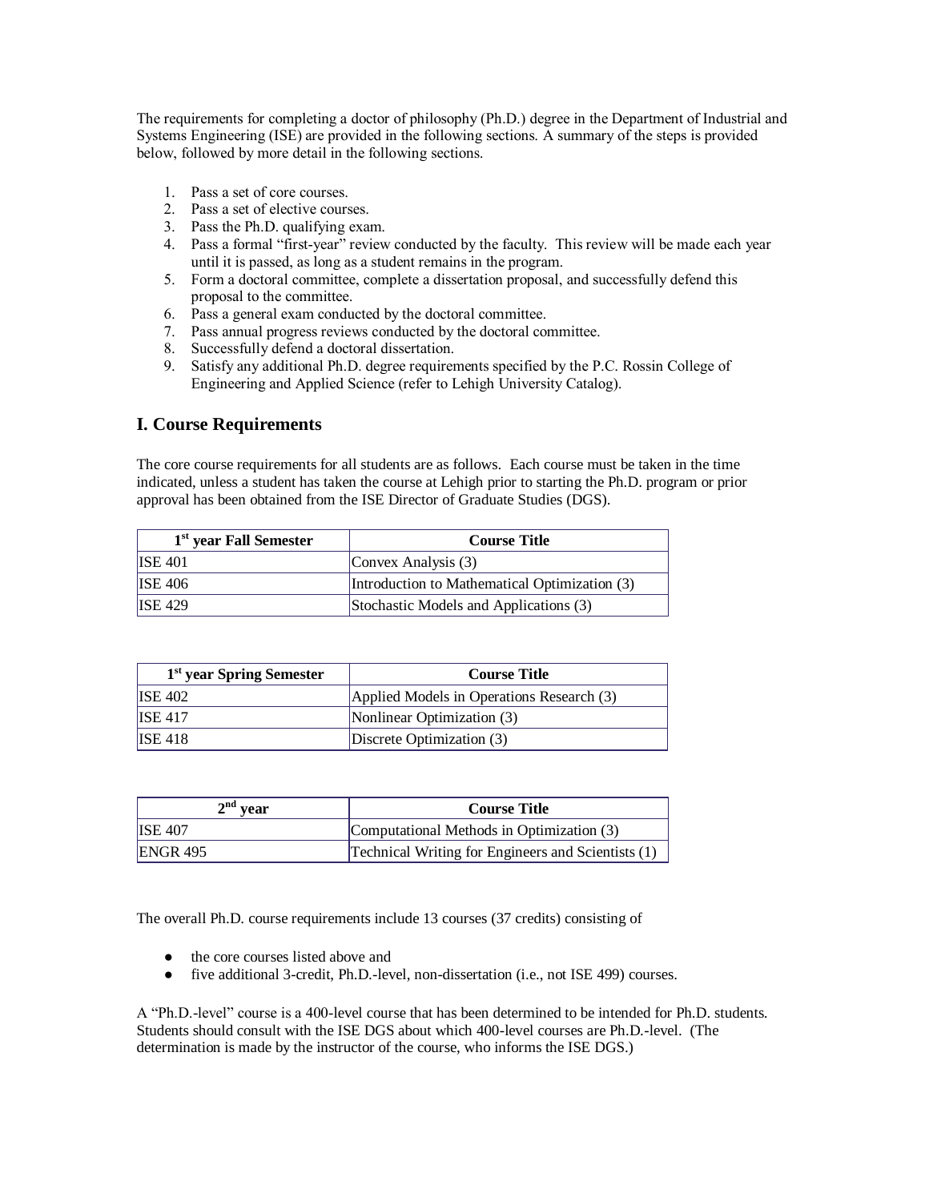The requirements for completing a doctor of philosophy (Ph.D.) degree in the Department of Industrial and Systems Engineering (ISE) are provided in the following sections. A summary of the steps is provided below, followed by more detail in the following sections.

1. Pass a set of core courses.
2. Pass a set of elective courses.
3. Pass the Ph.D. qualifying exam.
4. Pass a formal "first-year" review conducted by the faculty. This review will be made each year until it is passed, as long as a student remains in the program.
5. Form a doctoral committee, complete a dissertation proposal, and successfully defend this proposal to the committee.
6. Pass a general exam conducted by the doctoral committee.
7. Pass annual progress reviews conducted by the doctoral committee.
8. Successfully defend a doctoral dissertation.
9. Satisfy any additional Ph.D. degree requirements specified by the P.C. Rossin College of Engineering and Applied Science (refer to Lehigh University Catalog).

## I. Course Requirements

The core course requirements for all students are as follows. Each course must be taken in the time indicated, unless a student has taken the course at Lehigh prior to starting the Ph.D. program or prior approval has been obtained from the ISE Director of Graduate Studies (DGS).

| 1st year Fall Semester | Course Title |
|---|---|
| ISE 401 | Convex Analysis (3) |
| ISE 406 | Introduction to Mathematical Optimization (3) |
| ISE 429 | Stochastic Models and Applications (3) |

| 1st year Spring Semester | Course Title |
|---|---|
| ISE 402 | Applied Models in Operations Research (3) |
| ISE 417 | Nonlinear Optimization (3) |
| ISE 418 | Discrete Optimization (3) |

| 2nd year | Course Title |
|---|---|
| ISE 407 | Computational Methods in Optimization (3) |
| ENGR 495 | Technical Writing for Engineers and Scientists (1) |

The overall Ph.D. course requirements include 13 courses (37 credits) consisting of

- the core courses listed above and
- five additional 3-credit, Ph.D.-level, non-dissertation (i.e., not ISE 499) courses.

A "Ph.D.-level" course is a 400-level course that has been determined to be intended for Ph.D. students. Students should consult with the ISE DGS about which 400-level courses are Ph.D.-level. (The determination is made by the instructor of the course, who informs the ISE DGS.)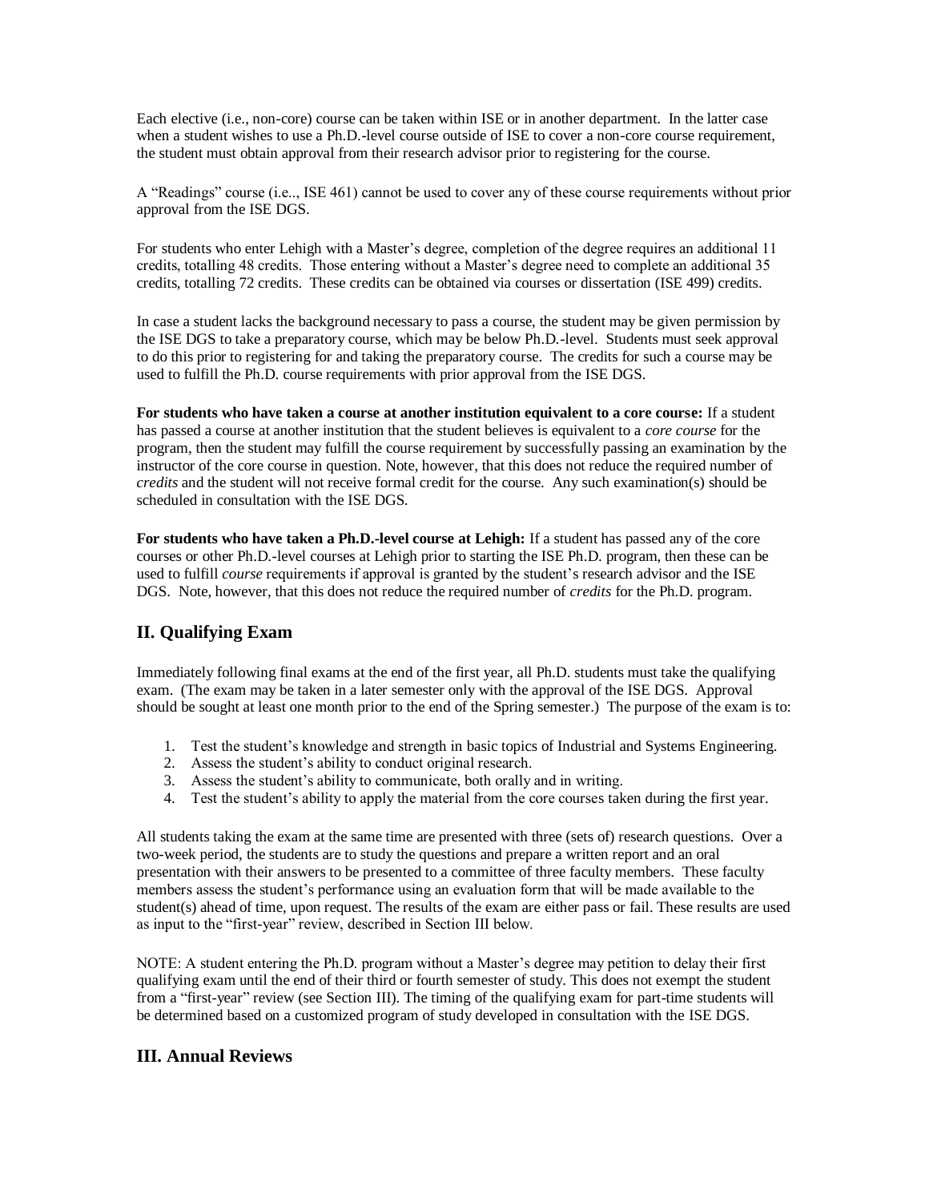Each elective (i.e., non-core) course can be taken within ISE or in another department. In the latter case when a student wishes to use a Ph.D.-level course outside of ISE to cover a non-core course requirement, the student must obtain approval from their research advisor prior to registering for the course.

A "Readings" course (i.e.., ISE 461) cannot be used to cover any of these course requirements without prior approval from the ISE DGS.

For students who enter Lehigh with a Master's degree, completion of the degree requires an additional 11 credits, totalling 48 credits. Those entering without a Master's degree need to complete an additional 35 credits, totalling 72 credits. These credits can be obtained via courses or dissertation (ISE 499) credits.

In case a student lacks the background necessary to pass a course, the student may be given permission by the ISE DGS to take a preparatory course, which may be below Ph.D.-level. Students must seek approval to do this prior to registering for and taking the preparatory course. The credits for such a course may be used to fulfill the Ph.D. course requirements with prior approval from the ISE DGS.

**For students who have taken a course at another institution equivalent to a core course:** If a student has passed a course at another institution that the student believes is equivalent to a *core course* for the program, then the student may fulfill the course requirement by successfully passing an examination by the instructor of the core course in question. Note, however, that this does not reduce the required number of *credits* and the student will not receive formal credit for the course. Any such examination(s) should be scheduled in consultation with the ISE DGS.

**For students who have taken a Ph.D.-level course at Lehigh:** If a student has passed any of the core courses or other Ph.D.-level courses at Lehigh prior to starting the ISE Ph.D. program, then these can be used to fulfill *course* requirements if approval is granted by the student's research advisor and the ISE DGS. Note, however, that this does not reduce the required number of *credits* for the Ph.D. program.

## II. Qualifying Exam

Immediately following final exams at the end of the first year, all Ph.D. students must take the qualifying exam. (The exam may be taken in a later semester only with the approval of the ISE DGS. Approval should be sought at least one month prior to the end of the Spring semester.) The purpose of the exam is to:

1. Test the student's knowledge and strength in basic topics of Industrial and Systems Engineering.
2. Assess the student's ability to conduct original research.
3. Assess the student's ability to communicate, both orally and in writing.
4. Test the student's ability to apply the material from the core courses taken during the first year.

All students taking the exam at the same time are presented with three (sets of) research questions. Over a two-week period, the students are to study the questions and prepare a written report and an oral presentation with their answers to be presented to a committee of three faculty members. These faculty members assess the student's performance using an evaluation form that will be made available to the student(s) ahead of time, upon request. The results of the exam are either pass or fail. These results are used as input to the "first-year" review, described in Section III below.

NOTE: A student entering the Ph.D. program without a Master's degree may petition to delay their first qualifying exam until the end of their third or fourth semester of study. This does not exempt the student from a "first-year" review (see Section III). The timing of the qualifying exam for part-time students will be determined based on a customized program of study developed in consultation with the ISE DGS.

## III. Annual Reviews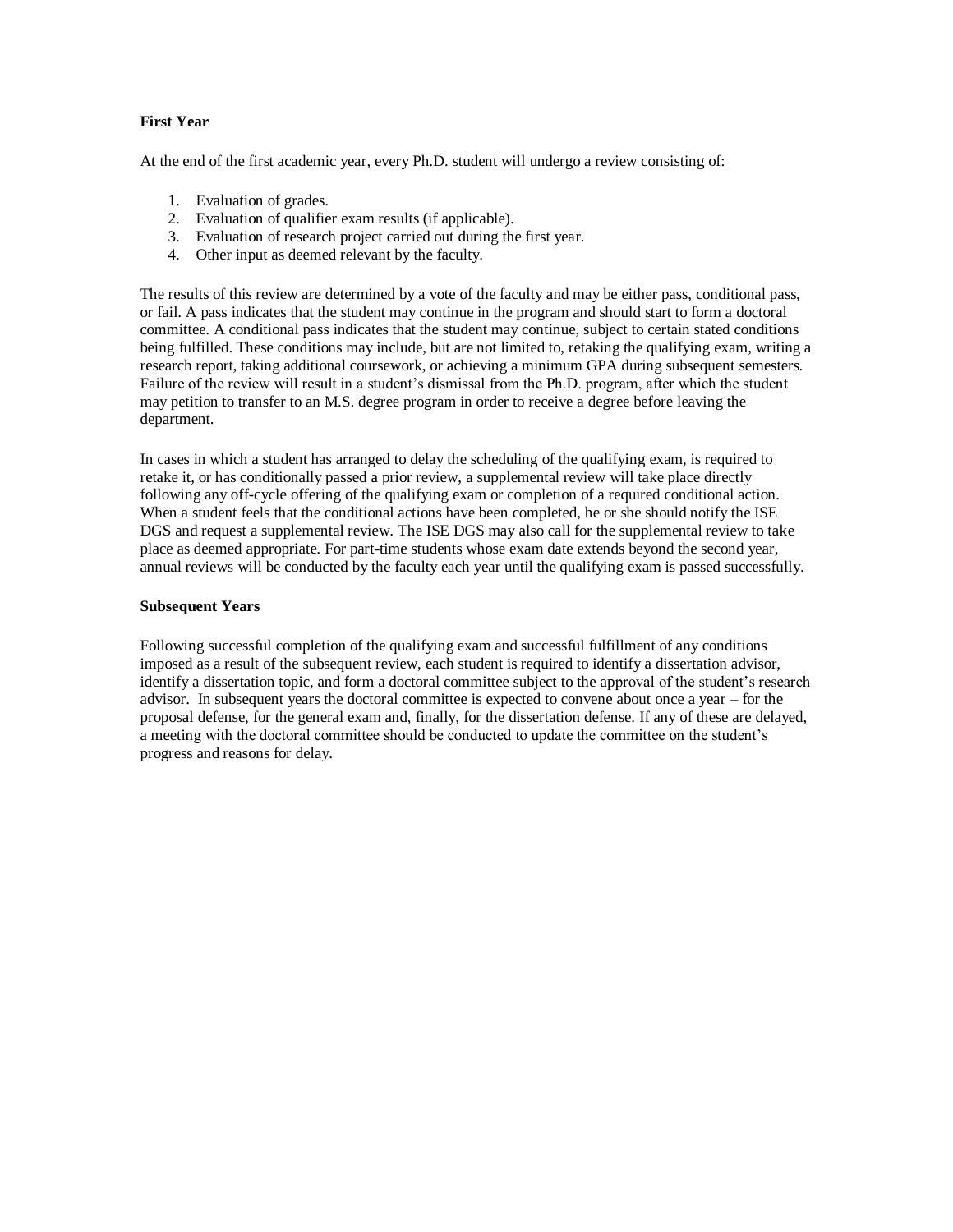**First Year**

At the end of the first academic year, every Ph.D. student will undergo a review consisting of:

1. Evaluation of grades.
2. Evaluation of qualifier exam results (if applicable).
3. Evaluation of research project carried out during the first year.
4. Other input as deemed relevant by the faculty.

The results of this review are determined by a vote of the faculty and may be either pass, conditional pass, or fail. A pass indicates that the student may continue in the program and should start to form a doctoral committee. A conditional pass indicates that the student may continue, subject to certain stated conditions being fulfilled. These conditions may include, but are not limited to, retaking the qualifying exam, writing a research report, taking additional coursework, or achieving a minimum GPA during subsequent semesters. Failure of the review will result in a student's dismissal from the Ph.D. program, after which the student may petition to transfer to an M.S. degree program in order to receive a degree before leaving the department.

In cases in which a student has arranged to delay the scheduling of the qualifying exam, is required to retake it, or has conditionally passed a prior review, a supplemental review will take place directly following any off-cycle offering of the qualifying exam or completion of a required conditional action. When a student feels that the conditional actions have been completed, he or she should notify the ISE DGS and request a supplemental review. The ISE DGS may also call for the supplemental review to take place as deemed appropriate. For part-time students whose exam date extends beyond the second year, annual reviews will be conducted by the faculty each year until the qualifying exam is passed successfully.

**Subsequent Years**

Following successful completion of the qualifying exam and successful fulfillment of any conditions imposed as a result of the subsequent review, each student is required to identify a dissertation advisor, identify a dissertation topic, and form a doctoral committee subject to the approval of the student's research advisor. In subsequent years the doctoral committee is expected to convene about once a year – for the proposal defense, for the general exam and, finally, for the dissertation defense. If any of these are delayed, a meeting with the doctoral committee should be conducted to update the committee on the student's progress and reasons for delay.